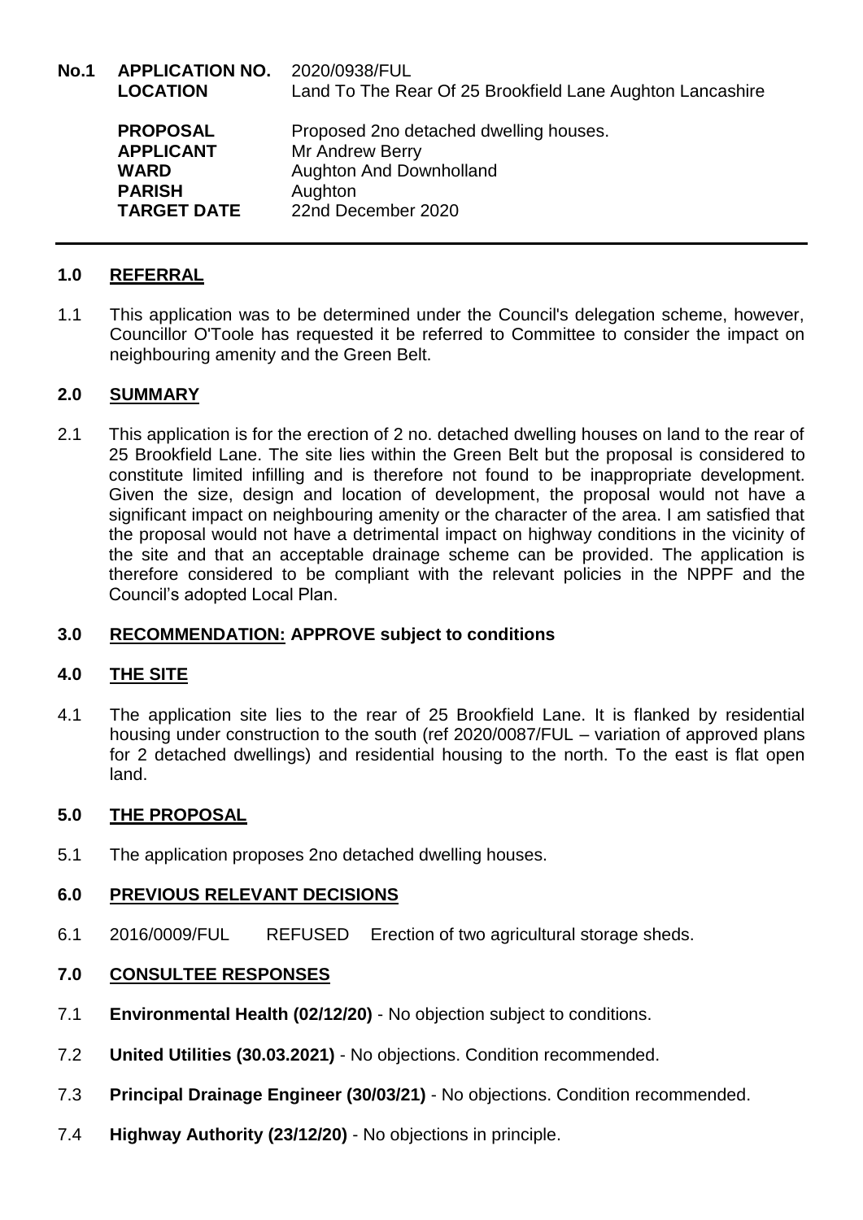**No.1**

| | |
|---|---|
| **APPLICATION NO.** | 2020/0938/FUL |
| **LOCATION** | Land To The Rear Of 25 Brookfield Lane Aughton Lancashire |
| **PROPOSAL** | Proposed 2no detached dwelling houses. |
| **APPLICANT** | Mr Andrew Berry |
| **WARD** | Aughton And Downholland |
| **PARISH** | Aughton |
| **TARGET DATE** | 22nd December 2020 |

---

## 1.0 REFERRAL

1.1 This application was to be determined under the Council's delegation scheme, however, Councillor O'Toole has requested it be referred to Committee to consider the impact on neighbouring amenity and the Green Belt.

## 2.0 SUMMARY

2.1 This application is for the erection of 2 no. detached dwelling houses on land to the rear of 25 Brookfield Lane. The site lies within the Green Belt but the proposal is considered to constitute limited infilling and is therefore not found to be inappropriate development. Given the size, design and location of development, the proposal would not have a significant impact on neighbouring amenity or the character of the area. I am satisfied that the proposal would not have a detrimental impact on highway conditions in the vicinity of the site and that an acceptable drainage scheme can be provided. The application is therefore considered to be compliant with the relevant policies in the NPPF and the Council's adopted Local Plan.

## 3.0 RECOMMENDATION: APPROVE subject to conditions

## 4.0 THE SITE

4.1 The application site lies to the rear of 25 Brookfield Lane. It is flanked by residential housing under construction to the south (ref 2020/0087/FUL – variation of approved plans for 2 detached dwellings) and residential housing to the north. To the east is flat open land.

## 5.0 THE PROPOSAL

5.1 The application proposes 2no detached dwelling houses.

## 6.0 PREVIOUS RELEVANT DECISIONS

6.1 2016/0009/FUL REFUSED Erection of two agricultural storage sheds.

## 7.0 CONSULTEE RESPONSES

7.1 **Environmental Health (02/12/20)** - No objection subject to conditions.

7.2 **United Utilities (30.03.2021)** - No objections. Condition recommended.

7.3 **Principal Drainage Engineer (30/03/21)** - No objections. Condition recommended.

7.4 **Highway Authority (23/12/20)** - No objections in principle.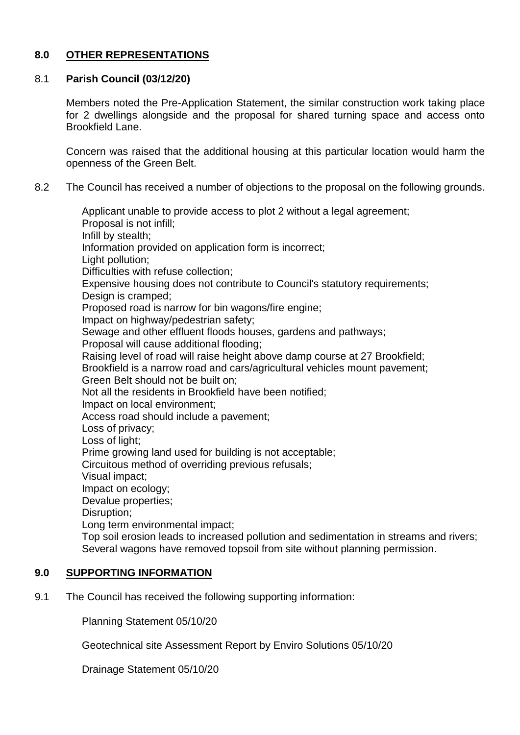## 8.0 OTHER REPRESENTATIONS

8.1 **Parish Council (03/12/20)**

Members noted the Pre-Application Statement, the similar construction work taking place for 2 dwellings alongside and the proposal for shared turning space and access onto Brookfield Lane.

Concern was raised that the additional housing at this particular location would harm the openness of the Green Belt.

8.2 The Council has received a number of objections to the proposal on the following grounds.

Applicant unable to provide access to plot 2 without a legal agreement;
Proposal is not infill;
Infill by stealth;
Information provided on application form is incorrect;
Light pollution;
Difficulties with refuse collection;
Expensive housing does not contribute to Council's statutory requirements;
Design is cramped;
Proposed road is narrow for bin wagons/fire engine;
Impact on highway/pedestrian safety;
Sewage and other effluent floods houses, gardens and pathways;
Proposal will cause additional flooding;
Raising level of road will raise height above damp course at 27 Brookfield;
Brookfield is a narrow road and cars/agricultural vehicles mount pavement;
Green Belt should not be built on;
Not all the residents in Brookfield have been notified;
Impact on local environment;
Access road should include a pavement;
Loss of privacy;
Loss of light;
Prime growing land used for building is not acceptable;
Circuitous method of overriding previous refusals;
Visual impact;
Impact on ecology;
Devalue properties;
Disruption;
Long term environmental impact;
Top soil erosion leads to increased pollution and sedimentation in streams and rivers;
Several wagons have removed topsoil from site without planning permission.

## 9.0 SUPPORTING INFORMATION

9.1 The Council has received the following supporting information:

Planning Statement 05/10/20

Geotechnical site Assessment Report by Enviro Solutions 05/10/20

Drainage Statement 05/10/20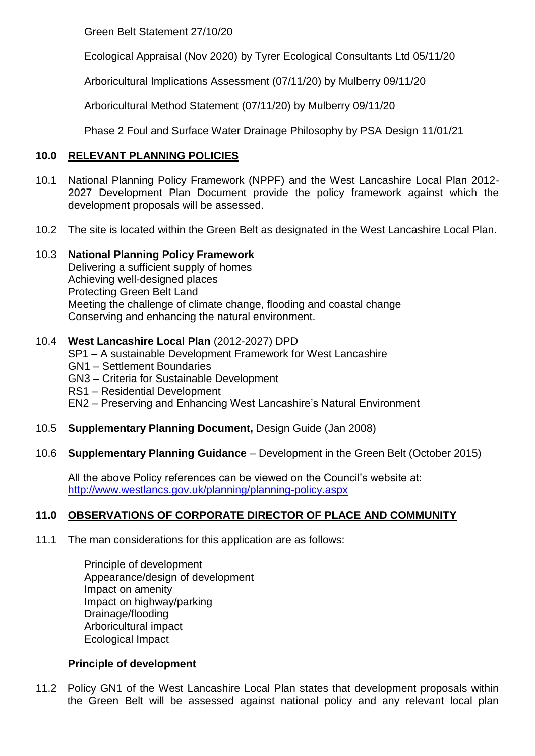Green Belt Statement 27/10/20

Ecological Appraisal (Nov 2020) by Tyrer Ecological Consultants Ltd 05/11/20

Arboricultural Implications Assessment (07/11/20) by Mulberry 09/11/20

Arboricultural Method Statement (07/11/20) by Mulberry 09/11/20

Phase 2 Foul and Surface Water Drainage Philosophy by PSA Design 11/01/21

## 10.0 RELEVANT PLANNING POLICIES

10.1 National Planning Policy Framework (NPPF) and the West Lancashire Local Plan 2012-2027 Development Plan Document provide the policy framework against which the development proposals will be assessed.

10.2 The site is located within the Green Belt as designated in the West Lancashire Local Plan.

10.3 **National Planning Policy Framework**
Delivering a sufficient supply of homes
Achieving well-designed places
Protecting Green Belt Land
Meeting the challenge of climate change, flooding and coastal change
Conserving and enhancing the natural environment.

10.4 **West Lancashire Local Plan** (2012-2027) DPD
SP1 – A sustainable Development Framework for West Lancashire
GN1 – Settlement Boundaries
GN3 – Criteria for Sustainable Development
RS1 – Residential Development
EN2 – Preserving and Enhancing West Lancashire's Natural Environment

10.5 **Supplementary Planning Document,** Design Guide (Jan 2008)

10.6 **Supplementary Planning Guidance** – Development in the Green Belt (October 2015)

All the above Policy references can be viewed on the Council's website at:
[http://www.westlancs.gov.uk/planning/planning-policy.aspx](http://www.westlancs.gov.uk/planning/planning-policy.aspx)

## 11.0 OBSERVATIONS OF CORPORATE DIRECTOR OF PLACE AND COMMUNITY

11.1 The man considerations for this application are as follows:

Principle of development
Appearance/design of development
Impact on amenity
Impact on highway/parking
Drainage/flooding
Arboricultural impact
Ecological Impact

### Principle of development

11.2 Policy GN1 of the West Lancashire Local Plan states that development proposals within the Green Belt will be assessed against national policy and any relevant local plan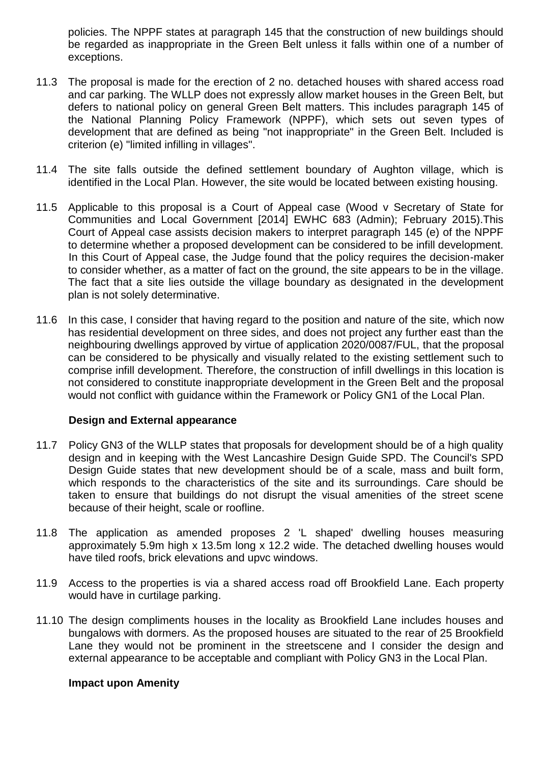policies. The NPPF states at paragraph 145 that the construction of new buildings should be regarded as inappropriate in the Green Belt unless it falls within one of a number of exceptions.

11.3 The proposal is made for the erection of 2 no. detached houses with shared access road and car parking. The WLLP does not expressly allow market houses in the Green Belt, but defers to national policy on general Green Belt matters. This includes paragraph 145 of the National Planning Policy Framework (NPPF), which sets out seven types of development that are defined as being "not inappropriate" in the Green Belt. Included is criterion (e) "limited infilling in villages".

11.4 The site falls outside the defined settlement boundary of Aughton village, which is identified in the Local Plan. However, the site would be located between existing housing.

11.5 Applicable to this proposal is a Court of Appeal case (Wood v Secretary of State for Communities and Local Government [2014] EWHC 683 (Admin); February 2015).This Court of Appeal case assists decision makers to interpret paragraph 145 (e) of the NPPF to determine whether a proposed development can be considered to be infill development. In this Court of Appeal case, the Judge found that the policy requires the decision-maker to consider whether, as a matter of fact on the ground, the site appears to be in the village. The fact that a site lies outside the village boundary as designated in the development plan is not solely determinative.

11.6 In this case, I consider that having regard to the position and nature of the site, which now has residential development on three sides, and does not project any further east than the neighbouring dwellings approved by virtue of application 2020/0087/FUL, that the proposal can be considered to be physically and visually related to the existing settlement such to comprise infill development. Therefore, the construction of infill dwellings in this location is not considered to constitute inappropriate development in the Green Belt and the proposal would not conflict with guidance within the Framework or Policy GN1 of the Local Plan.

**Design and External appearance**

11.7 Policy GN3 of the WLLP states that proposals for development should be of a high quality design and in keeping with the West Lancashire Design Guide SPD. The Council's SPD Design Guide states that new development should be of a scale, mass and built form, which responds to the characteristics of the site and its surroundings. Care should be taken to ensure that buildings do not disrupt the visual amenities of the street scene because of their height, scale or roofline.

11.8 The application as amended proposes 2 'L shaped' dwelling houses measuring approximately 5.9m high x 13.5m long x 12.2 wide. The detached dwelling houses would have tiled roofs, brick elevations and upvc windows.

11.9 Access to the properties is via a shared access road off Brookfield Lane. Each property would have in curtilage parking.

11.10 The design compliments houses in the locality as Brookfield Lane includes houses and bungalows with dormers. As the proposed houses are situated to the rear of 25 Brookfield Lane they would not be prominent in the streetscene and I consider the design and external appearance to be acceptable and compliant with Policy GN3 in the Local Plan.

**Impact upon Amenity**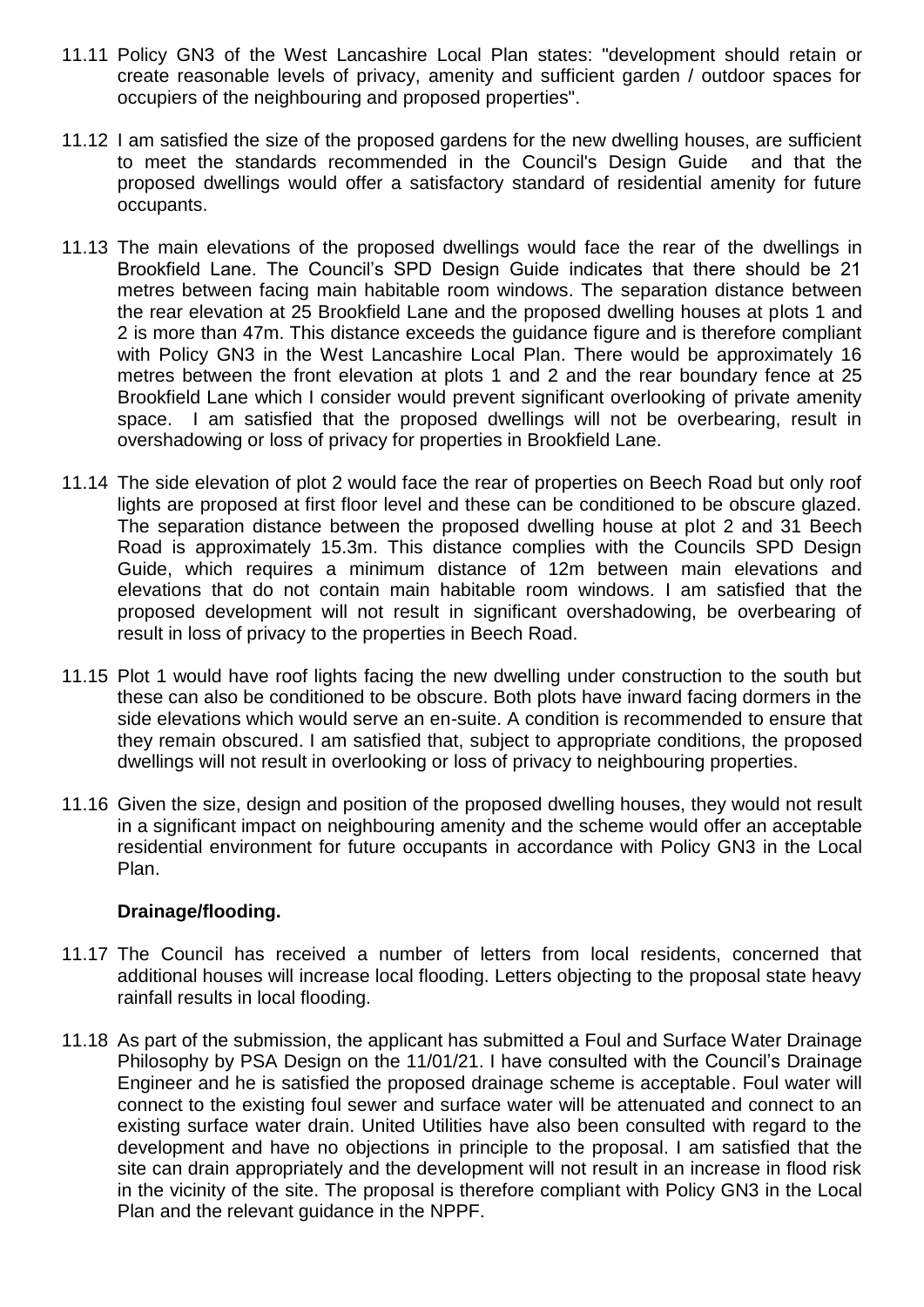11.11 Policy GN3 of the West Lancashire Local Plan states: "development should retain or create reasonable levels of privacy, amenity and sufficient garden / outdoor spaces for occupiers of the neighbouring and proposed properties".

11.12 I am satisfied the size of the proposed gardens for the new dwelling houses, are sufficient to meet the standards recommended in the Council's Design Guide and that the proposed dwellings would offer a satisfactory standard of residential amenity for future occupants.

11.13 The main elevations of the proposed dwellings would face the rear of the dwellings in Brookfield Lane. The Council's SPD Design Guide indicates that there should be 21 metres between facing main habitable room windows. The separation distance between the rear elevation at 25 Brookfield Lane and the proposed dwelling houses at plots 1 and 2 is more than 47m. This distance exceeds the guidance figure and is therefore compliant with Policy GN3 in the West Lancashire Local Plan. There would be approximately 16 metres between the front elevation at plots 1 and 2 and the rear boundary fence at 25 Brookfield Lane which I consider would prevent significant overlooking of private amenity space. I am satisfied that the proposed dwellings will not be overbearing, result in overshadowing or loss of privacy for properties in Brookfield Lane.

11.14 The side elevation of plot 2 would face the rear of properties on Beech Road but only roof lights are proposed at first floor level and these can be conditioned to be obscure glazed. The separation distance between the proposed dwelling house at plot 2 and 31 Beech Road is approximately 15.3m. This distance complies with the Councils SPD Design Guide, which requires a minimum distance of 12m between main elevations and elevations that do not contain main habitable room windows. I am satisfied that the proposed development will not result in significant overshadowing, be overbearing of result in loss of privacy to the properties in Beech Road.

11.15 Plot 1 would have roof lights facing the new dwelling under construction to the south but these can also be conditioned to be obscure. Both plots have inward facing dormers in the side elevations which would serve an en-suite. A condition is recommended to ensure that they remain obscured. I am satisfied that, subject to appropriate conditions, the proposed dwellings will not result in overlooking or loss of privacy to neighbouring properties.

11.16 Given the size, design and position of the proposed dwelling houses, they would not result in a significant impact on neighbouring amenity and the scheme would offer an acceptable residential environment for future occupants in accordance with Policy GN3 in the Local Plan.

**Drainage/flooding.**

11.17 The Council has received a number of letters from local residents, concerned that additional houses will increase local flooding. Letters objecting to the proposal state heavy rainfall results in local flooding.

11.18 As part of the submission, the applicant has submitted a Foul and Surface Water Drainage Philosophy by PSA Design on the 11/01/21. I have consulted with the Council's Drainage Engineer and he is satisfied the proposed drainage scheme is acceptable. Foul water will connect to the existing foul sewer and surface water will be attenuated and connect to an existing surface water drain. United Utilities have also been consulted with regard to the development and have no objections in principle to the proposal. I am satisfied that the site can drain appropriately and the development will not result in an increase in flood risk in the vicinity of the site. The proposal is therefore compliant with Policy GN3 in the Local Plan and the relevant guidance in the NPPF.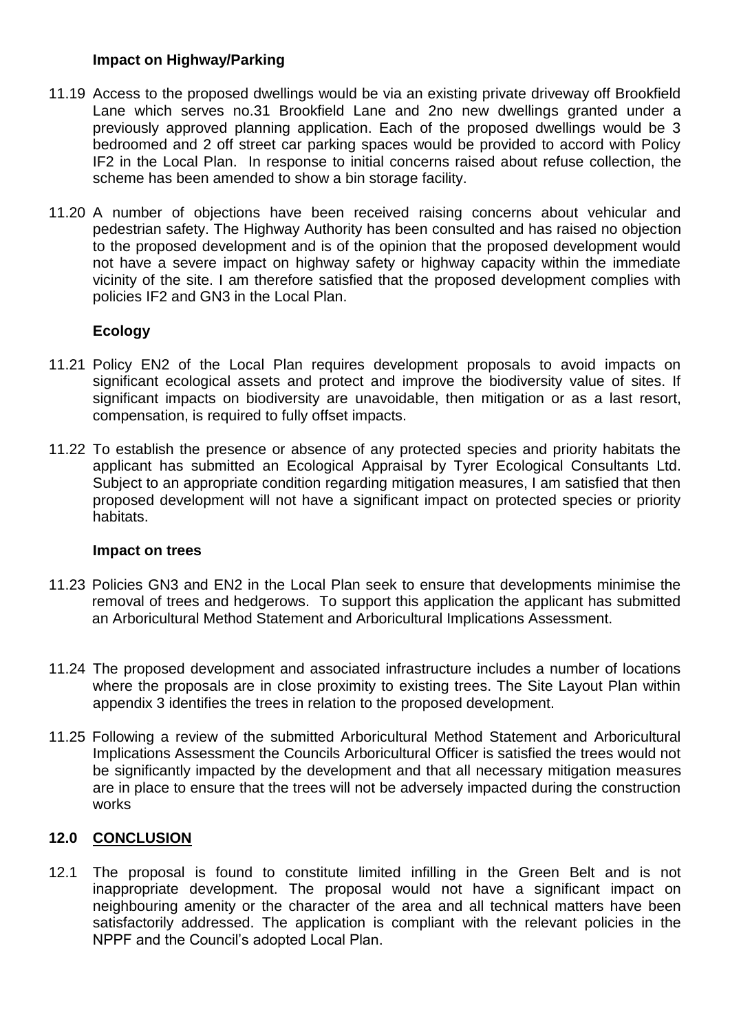**Impact on Highway/Parking**

11.19 Access to the proposed dwellings would be via an existing private driveway off Brookfield Lane which serves no.31 Brookfield Lane and 2no new dwellings granted under a previously approved planning application. Each of the proposed dwellings would be 3 bedroomed and 2 off street car parking spaces would be provided to accord with Policy IF2 in the Local Plan. In response to initial concerns raised about refuse collection, the scheme has been amended to show a bin storage facility.

11.20 A number of objections have been received raising concerns about vehicular and pedestrian safety. The Highway Authority has been consulted and has raised no objection to the proposed development and is of the opinion that the proposed development would not have a severe impact on highway safety or highway capacity within the immediate vicinity of the site. I am therefore satisfied that the proposed development complies with policies IF2 and GN3 in the Local Plan.

**Ecology**

11.21 Policy EN2 of the Local Plan requires development proposals to avoid impacts on significant ecological assets and protect and improve the biodiversity value of sites. If significant impacts on biodiversity are unavoidable, then mitigation or as a last resort, compensation, is required to fully offset impacts.

11.22 To establish the presence or absence of any protected species and priority habitats the applicant has submitted an Ecological Appraisal by Tyrer Ecological Consultants Ltd. Subject to an appropriate condition regarding mitigation measures, I am satisfied that then proposed development will not have a significant impact on protected species or priority habitats.

**Impact on trees**

11.23 Policies GN3 and EN2 in the Local Plan seek to ensure that developments minimise the removal of trees and hedgerows. To support this application the applicant has submitted an Arboricultural Method Statement and Arboricultural Implications Assessment.

11.24 The proposed development and associated infrastructure includes a number of locations where the proposals are in close proximity to existing trees. The Site Layout Plan within appendix 3 identifies the trees in relation to the proposed development.

11.25 Following a review of the submitted Arboricultural Method Statement and Arboricultural Implications Assessment the Councils Arboricultural Officer is satisfied the trees would not be significantly impacted by the development and that all necessary mitigation measures are in place to ensure that the trees will not be adversely impacted during the construction works

## 12.0 CONCLUSION

12.1 The proposal is found to constitute limited infilling in the Green Belt and is not inappropriate development. The proposal would not have a significant impact on neighbouring amenity or the character of the area and all technical matters have been satisfactorily addressed. The application is compliant with the relevant policies in the NPPF and the Council's adopted Local Plan.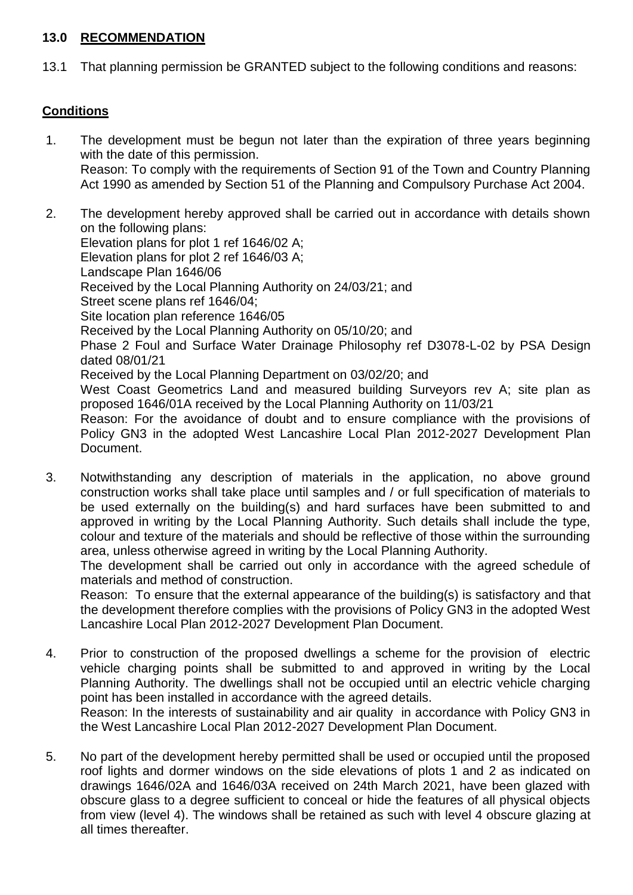## 13.0 RECOMMENDATION

13.1 That planning permission be GRANTED subject to the following conditions and reasons:

### Conditions

1. The development must be begun not later than the expiration of three years beginning with the date of this permission.
   Reason: To comply with the requirements of Section 91 of the Town and Country Planning Act 1990 as amended by Section 51 of the Planning and Compulsory Purchase Act 2004.

2. The development hereby approved shall be carried out in accordance with details shown on the following plans:
   Elevation plans for plot 1 ref 1646/02 A;
   Elevation plans for plot 2 ref 1646/03 A;
   Landscape Plan 1646/06
   Received by the Local Planning Authority on 24/03/21; and
   Street scene plans ref 1646/04;
   Site location plan reference 1646/05
   Received by the Local Planning Authority on 05/10/20; and
   Phase 2 Foul and Surface Water Drainage Philosophy ref D3078-L-02 by PSA Design dated 08/01/21
   Received by the Local Planning Department on 03/02/20; and
   West Coast Geometrics Land and measured building Surveyors rev A; site plan as proposed 1646/01A received by the Local Planning Authority on 11/03/21
   Reason: For the avoidance of doubt and to ensure compliance with the provisions of Policy GN3 in the adopted West Lancashire Local Plan 2012-2027 Development Plan Document.

3. Notwithstanding any description of materials in the application, no above ground construction works shall take place until samples and / or full specification of materials to be used externally on the building(s) and hard surfaces have been submitted to and approved in writing by the Local Planning Authority. Such details shall include the type, colour and texture of the materials and should be reflective of those within the surrounding area, unless otherwise agreed in writing by the Local Planning Authority.
   The development shall be carried out only in accordance with the agreed schedule of materials and method of construction.
   Reason: To ensure that the external appearance of the building(s) is satisfactory and that the development therefore complies with the provisions of Policy GN3 in the adopted West Lancashire Local Plan 2012-2027 Development Plan Document.

4. Prior to construction of the proposed dwellings a scheme for the provision of electric vehicle charging points shall be submitted to and approved in writing by the Local Planning Authority. The dwellings shall not be occupied until an electric vehicle charging point has been installed in accordance with the agreed details.
   Reason: In the interests of sustainability and air quality in accordance with Policy GN3 in the West Lancashire Local Plan 2012-2027 Development Plan Document.

5. No part of the development hereby permitted shall be used or occupied until the proposed roof lights and dormer windows on the side elevations of plots 1 and 2 as indicated on drawings 1646/02A and 1646/03A received on 24th March 2021, have been glazed with obscure glass to a degree sufficient to conceal or hide the features of all physical objects from view (level 4). The windows shall be retained as such with level 4 obscure glazing at all times thereafter.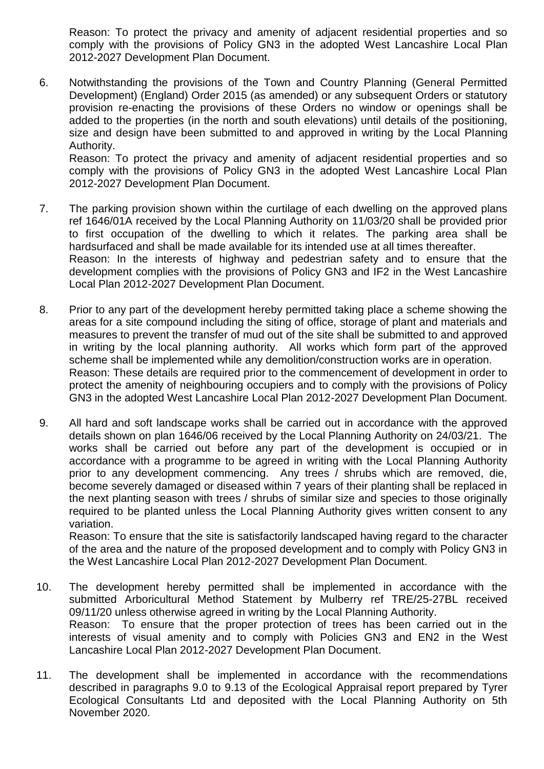Reason: To protect the privacy and amenity of adjacent residential properties and so comply with the provisions of Policy GN3 in the adopted West Lancashire Local Plan 2012-2027 Development Plan Document.

6. Notwithstanding the provisions of the Town and Country Planning (General Permitted Development) (England) Order 2015 (as amended) or any subsequent Orders or statutory provision re-enacting the provisions of these Orders no window or openings shall be added to the properties (in the north and south elevations) until details of the positioning, size and design have been submitted to and approved in writing by the Local Planning Authority.
   Reason: To protect the privacy and amenity of adjacent residential properties and so comply with the provisions of Policy GN3 in the adopted West Lancashire Local Plan 2012-2027 Development Plan Document.

7. The parking provision shown within the curtilage of each dwelling on the approved plans ref 1646/01A received by the Local Planning Authority on 11/03/20 shall be provided prior to first occupation of the dwelling to which it relates. The parking area shall be hardsurfaced and shall be made available for its intended use at all times thereafter.
   Reason: In the interests of highway and pedestrian safety and to ensure that the development complies with the provisions of Policy GN3 and IF2 in the West Lancashire Local Plan 2012-2027 Development Plan Document.

8. Prior to any part of the development hereby permitted taking place a scheme showing the areas for a site compound including the siting of office, storage of plant and materials and measures to prevent the transfer of mud out of the site shall be submitted to and approved in writing by the local planning authority. All works which form part of the approved scheme shall be implemented while any demolition/construction works are in operation.
   Reason: These details are required prior to the commencement of development in order to protect the amenity of neighbouring occupiers and to comply with the provisions of Policy GN3 in the adopted West Lancashire Local Plan 2012-2027 Development Plan Document.

9. All hard and soft landscape works shall be carried out in accordance with the approved details shown on plan 1646/06 received by the Local Planning Authority on 24/03/21. The works shall be carried out before any part of the development is occupied or in accordance with a programme to be agreed in writing with the Local Planning Authority prior to any development commencing. Any trees / shrubs which are removed, die, become severely damaged or diseased within 7 years of their planting shall be replaced in the next planting season with trees / shrubs of similar size and species to those originally required to be planted unless the Local Planning Authority gives written consent to any variation.
   Reason: To ensure that the site is satisfactorily landscaped having regard to the character of the area and the nature of the proposed development and to comply with Policy GN3 in the West Lancashire Local Plan 2012-2027 Development Plan Document.

10. The development hereby permitted shall be implemented in accordance with the submitted Arboricultural Method Statement by Mulberry ref TRE/25-27BL received 09/11/20 unless otherwise agreed in writing by the Local Planning Authority.
    Reason: To ensure that the proper protection of trees has been carried out in the interests of visual amenity and to comply with Policies GN3 and EN2 in the West Lancashire Local Plan 2012-2027 Development Plan Document.

11. The development shall be implemented in accordance with the recommendations described in paragraphs 9.0 to 9.13 of the Ecological Appraisal report prepared by Tyrer Ecological Consultants Ltd and deposited with the Local Planning Authority on 5th November 2020.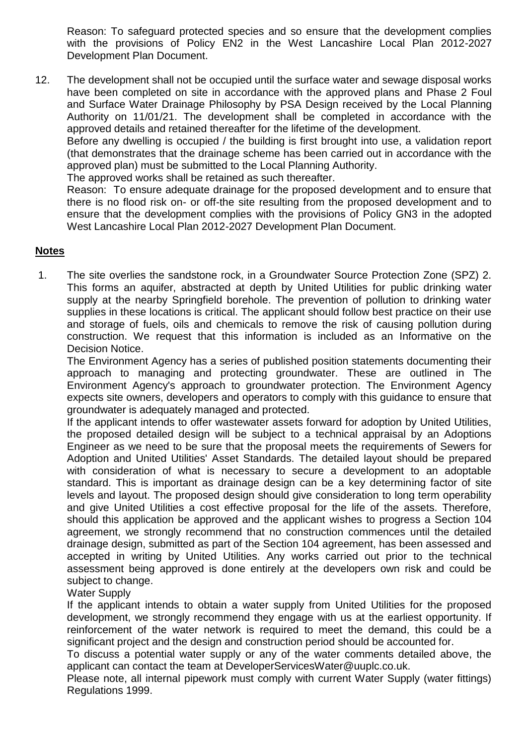Reason: To safeguard protected species and so ensure that the development complies with the provisions of Policy EN2 in the West Lancashire Local Plan 2012-2027 Development Plan Document.

12. The development shall not be occupied until the surface water and sewage disposal works have been completed on site in accordance with the approved plans and Phase 2 Foul and Surface Water Drainage Philosophy by PSA Design received by the Local Planning Authority on 11/01/21. The development shall be completed in accordance with the approved details and retained thereafter for the lifetime of the development.
    Before any dwelling is occupied / the building is first brought into use, a validation report (that demonstrates that the drainage scheme has been carried out in accordance with the approved plan) must be submitted to the Local Planning Authority.
    The approved works shall be retained as such thereafter.
    Reason: To ensure adequate drainage for the proposed development and to ensure that there is no flood risk on- or off-the site resulting from the proposed development and to ensure that the development complies with the provisions of Policy GN3 in the adopted West Lancashire Local Plan 2012-2027 Development Plan Document.

## Notes

1. The site overlies the sandstone rock, in a Groundwater Source Protection Zone (SPZ) 2. This forms an aquifer, abstracted at depth by United Utilities for public drinking water supply at the nearby Springfield borehole. The prevention of pollution to drinking water supplies in these locations is critical. The applicant should follow best practice on their use and storage of fuels, oils and chemicals to remove the risk of causing pollution during construction. We request that this information is included as an Informative on the Decision Notice.
   The Environment Agency has a series of published position statements documenting their approach to managing and protecting groundwater. These are outlined in The Environment Agency's approach to groundwater protection. The Environment Agency expects site owners, developers and operators to comply with this guidance to ensure that groundwater is adequately managed and protected.
   If the applicant intends to offer wastewater assets forward for adoption by United Utilities, the proposed detailed design will be subject to a technical appraisal by an Adoptions Engineer as we need to be sure that the proposal meets the requirements of Sewers for Adoption and United Utilities' Asset Standards. The detailed layout should be prepared with consideration of what is necessary to secure a development to an adoptable standard. This is important as drainage design can be a key determining factor of site levels and layout. The proposed design should give consideration to long term operability and give United Utilities a cost effective proposal for the life of the assets. Therefore, should this application be approved and the applicant wishes to progress a Section 104 agreement, we strongly recommend that no construction commences until the detailed drainage design, submitted as part of the Section 104 agreement, has been assessed and accepted in writing by United Utilities. Any works carried out prior to the technical assessment being approved is done entirely at the developers own risk and could be subject to change.
   Water Supply
   If the applicant intends to obtain a water supply from United Utilities for the proposed development, we strongly recommend they engage with us at the earliest opportunity. If reinforcement of the water network is required to meet the demand, this could be a significant project and the design and construction period should be accounted for.
   To discuss a potential water supply or any of the water comments detailed above, the applicant can contact the team at DeveloperServicesWater@uuplc.co.uk.
   Please note, all internal pipework must comply with current Water Supply (water fittings) Regulations 1999.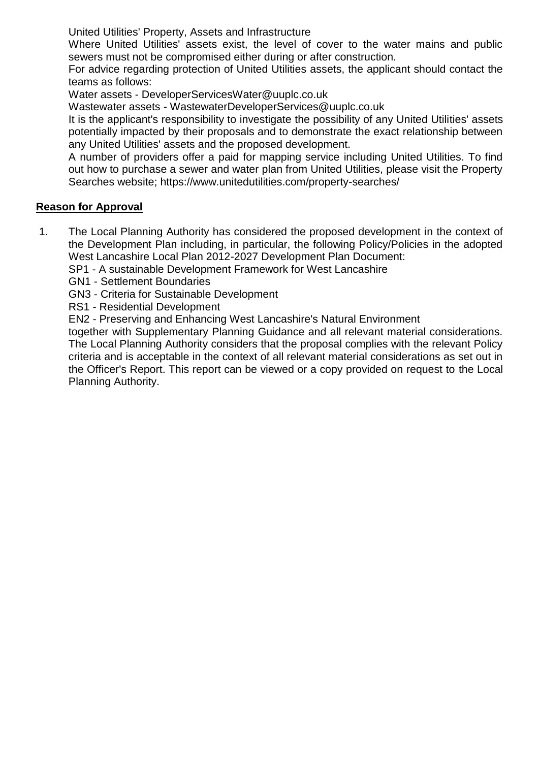United Utilities' Property, Assets and Infrastructure

Where United Utilities' assets exist, the level of cover to the water mains and public sewers must not be compromised either during or after construction.

For advice regarding protection of United Utilities assets, the applicant should contact the teams as follows:

Water assets - DeveloperServicesWater@uuplc.co.uk

Wastewater assets - WastewaterDeveloperServices@uuplc.co.uk

It is the applicant's responsibility to investigate the possibility of any United Utilities' assets potentially impacted by their proposals and to demonstrate the exact relationship between any United Utilities' assets and the proposed development.

A number of providers offer a paid for mapping service including United Utilities. To find out how to purchase a sewer and water plan from United Utilities, please visit the Property Searches website; https://www.unitedutilities.com/property-searches/

**Reason for Approval**

1. The Local Planning Authority has considered the proposed development in the context of the Development Plan including, in particular, the following Policy/Policies in the adopted West Lancashire Local Plan 2012-2027 Development Plan Document:

   SP1 - A sustainable Development Framework for West Lancashire
   GN1 - Settlement Boundaries
   GN3 - Criteria for Sustainable Development
   RS1 - Residential Development
   EN2 - Preserving and Enhancing West Lancashire's Natural Environment

   together with Supplementary Planning Guidance and all relevant material considerations. The Local Planning Authority considers that the proposal complies with the relevant Policy criteria and is acceptable in the context of all relevant material considerations as set out in the Officer's Report. This report can be viewed or a copy provided on request to the Local Planning Authority.